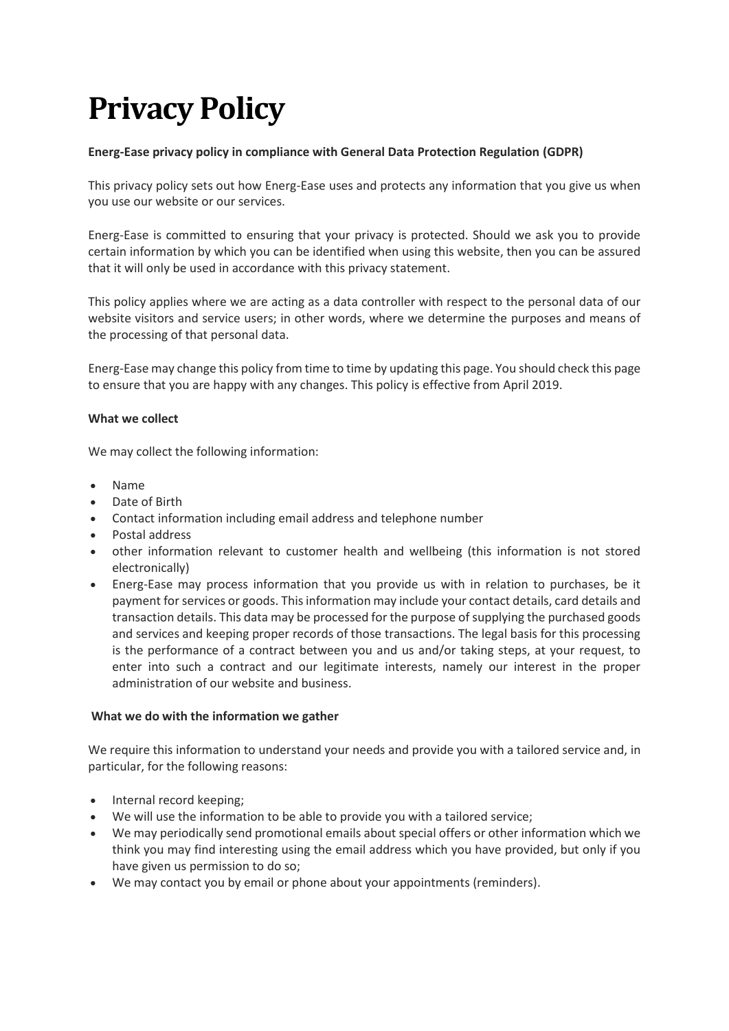# Privacy Policy

**Energ-Ease privacy policy in compliance with General Data Protection Regulation (GDPR)**

This privacy policy sets out how Energ-Ease uses and protects any information that you give us when you use our website or our services.

Energ-Ease is committed to ensuring that your privacy is protected. Should we ask you to provide certain information by which you can be identified when using this website, then you can be assured that it will only be used in accordance with this privacy statement.

This policy applies where we are acting as a data controller with respect to the personal data of our website visitors and service users; in other words, where we determine the purposes and means of the processing of that personal data.

Energ-Ease may change this policy from time to time by updating this page. You should check this page to ensure that you are happy with any changes. This policy is effective from April 2019.

**What we collect**

We may collect the following information:

- Name
- Date of Birth
- Contact information including email address and telephone number
- Postal address
- other information relevant to customer health and wellbeing (this information is not stored electronically)
- Energ-Ease may process information that you provide us with in relation to purchases, be it payment for services or goods. This information may include your contact details, card details and transaction details. This data may be processed for the purpose of supplying the purchased goods and services and keeping proper records of those transactions. The legal basis for this processing is the performance of a contract between you and us and/or taking steps, at your request, to enter into such a contract and our legitimate interests, namely our interest in the proper administration of our website and business.

**What we do with the information we gather**

We require this information to understand your needs and provide you with a tailored service and, in particular, for the following reasons:

- Internal record keeping;
- We will use the information to be able to provide you with a tailored service;
- We may periodically send promotional emails about special offers or other information which we think you may find interesting using the email address which you have provided, but only if you have given us permission to do so;
- We may contact you by email or phone about your appointments (reminders).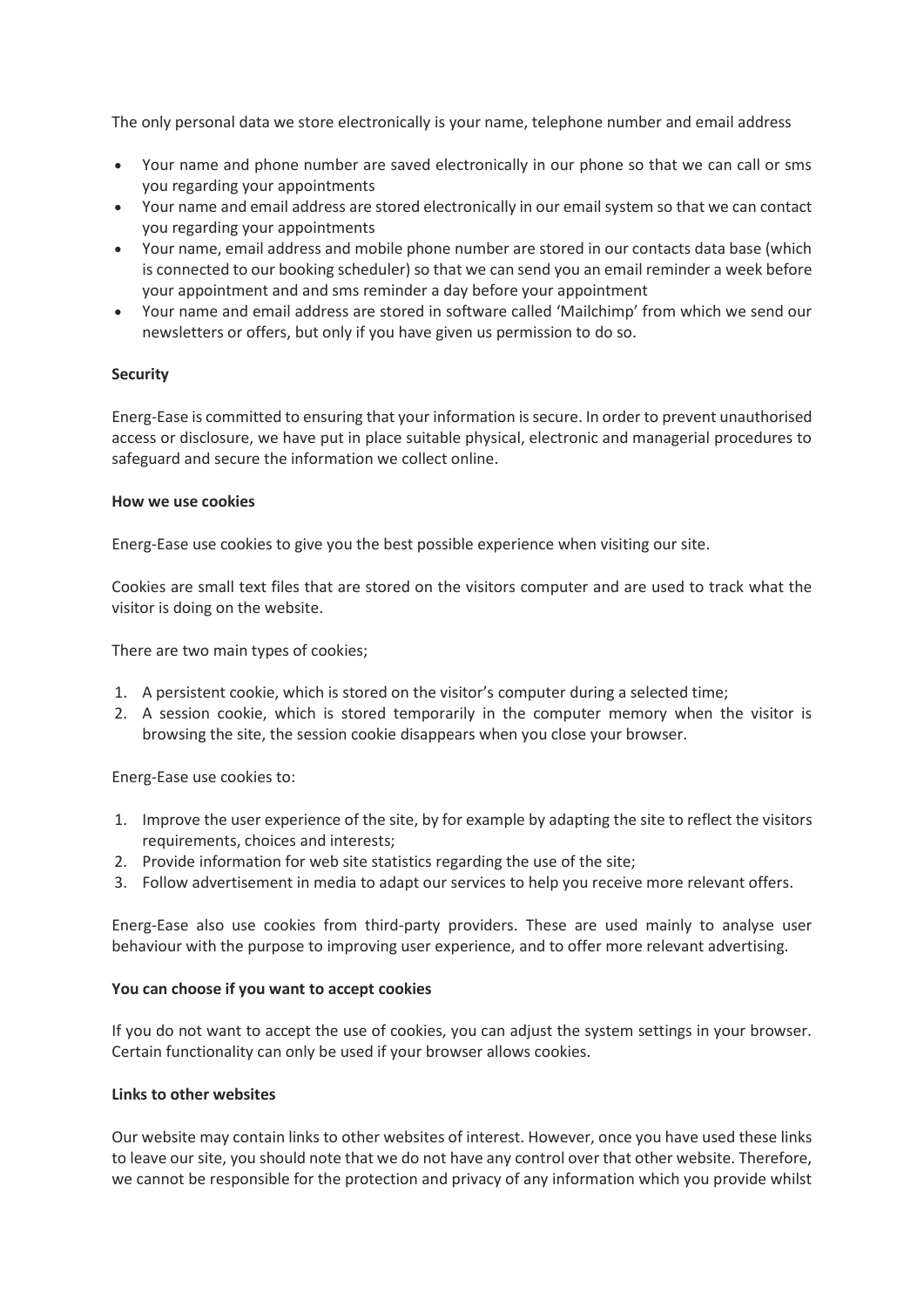The only personal data we store electronically is your name, telephone number and email address

- Your name and phone number are saved electronically in our phone so that we can call or sms you regarding your appointments
- Your name and email address are stored electronically in our email system so that we can contact you regarding your appointments
- Your name, email address and mobile phone number are stored in our contacts data base (which is connected to our booking scheduler) so that we can send you an email reminder a week before your appointment and and sms reminder a day before your appointment
- Your name and email address are stored in software called 'Mailchimp' from which we send our newsletters or offers, but only if you have given us permission to do so.

**Security**

Energ-Ease is committed to ensuring that your information is secure. In order to prevent unauthorised access or disclosure, we have put in place suitable physical, electronic and managerial procedures to safeguard and secure the information we collect online.

**How we use cookies**

Energ-Ease use cookies to give you the best possible experience when visiting our site.

Cookies are small text files that are stored on the visitors computer and are used to track what the visitor is doing on the website.

There are two main types of cookies;

1. A persistent cookie, which is stored on the visitor's computer during a selected time;
2. A session cookie, which is stored temporarily in the computer memory when the visitor is browsing the site, the session cookie disappears when you close your browser.

Energ-Ease use cookies to:

1. Improve the user experience of the site, by for example by adapting the site to reflect the visitors requirements, choices and interests;
2. Provide information for web site statistics regarding the use of the site;
3. Follow advertisement in media to adapt our services to help you receive more relevant offers.

Energ-Ease also use cookies from third-party providers. These are used mainly to analyse user behaviour with the purpose to improving user experience, and to offer more relevant advertising.

**You can choose if you want to accept cookies**

If you do not want to accept the use of cookies, you can adjust the system settings in your browser. Certain functionality can only be used if your browser allows cookies.

**Links to other websites**

Our website may contain links to other websites of interest. However, once you have used these links to leave our site, you should note that we do not have any control over that other website. Therefore, we cannot be responsible for the protection and privacy of any information which you provide whilst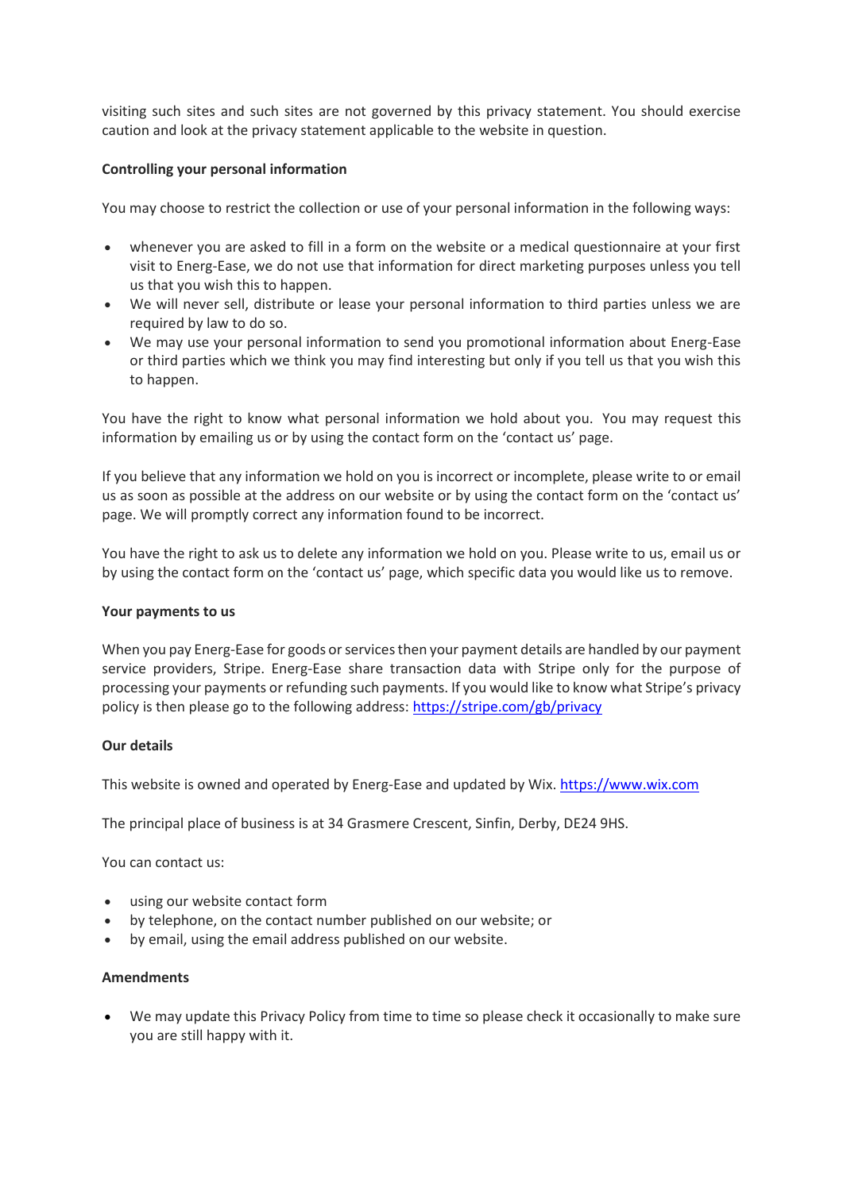visiting such sites and such sites are not governed by this privacy statement. You should exercise caution and look at the privacy statement applicable to the website in question.

**Controlling your personal information**

You may choose to restrict the collection or use of your personal information in the following ways:

- whenever you are asked to fill in a form on the website or a medical questionnaire at your first visit to Energ-Ease, we do not use that information for direct marketing purposes unless you tell us that you wish this to happen.
- We will never sell, distribute or lease your personal information to third parties unless we are required by law to do so.
- We may use your personal information to send you promotional information about Energ-Ease or third parties which we think you may find interesting but only if you tell us that you wish this to happen.

You have the right to know what personal information we hold about you. You may request this information by emailing us or by using the contact form on the 'contact us' page.

If you believe that any information we hold on you is incorrect or incomplete, please write to or email us as soon as possible at the address on our website or by using the contact form on the 'contact us' page. We will promptly correct any information found to be incorrect.

You have the right to ask us to delete any information we hold on you. Please write to us, email us or by using the contact form on the 'contact us' page, which specific data you would like us to remove.

**Your payments to us**

When you pay Energ-Ease for goods or services then your payment details are handled by our payment service providers, Stripe. Energ-Ease share transaction data with Stripe only for the purpose of processing your payments or refunding such payments. If you would like to know what Stripe's privacy policy is then please go to the following address: https://stripe.com/gb/privacy

**Our details**

This website is owned and operated by Energ-Ease and updated by Wix. https://www.wix.com

The principal place of business is at 34 Grasmere Crescent, Sinfin, Derby, DE24 9HS.

You can contact us:

- using our website contact form
- by telephone, on the contact number published on our website; or
- by email, using the email address published on our website.

**Amendments**

- We may update this Privacy Policy from time to time so please check it occasionally to make sure you are still happy with it.